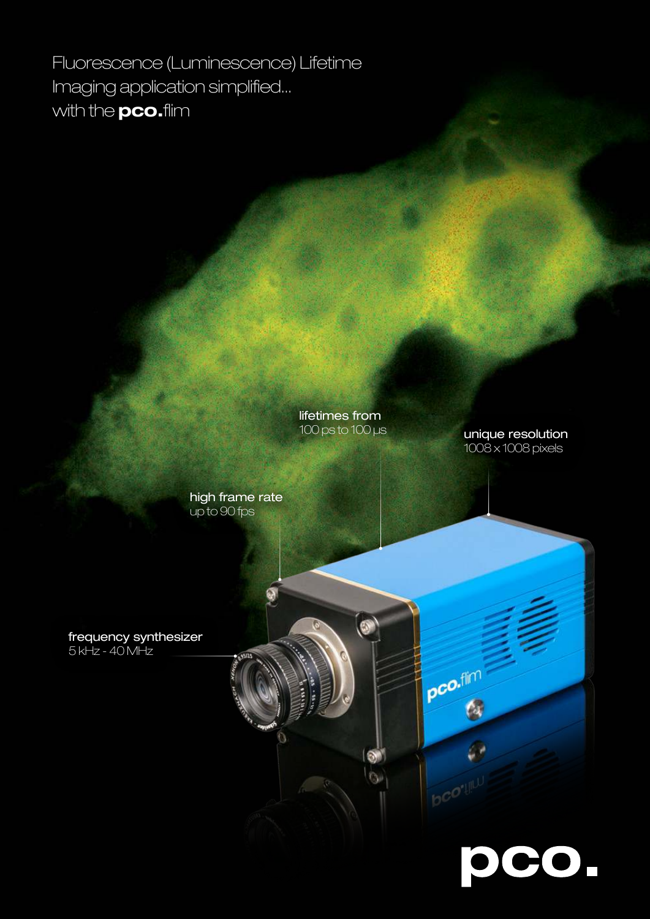# Fluorescence (Luminescence) Lifetime Imaging application simplified... with the **pco.**flim

**lifetimes from**
100 ps to 100 µs

**unique resolution**
1008 x 1008 pixels

**high frame rate**
up to 90 fps

**frequency synthesizer**
5 kHz - 40 MHz

pco.flim

**pco.**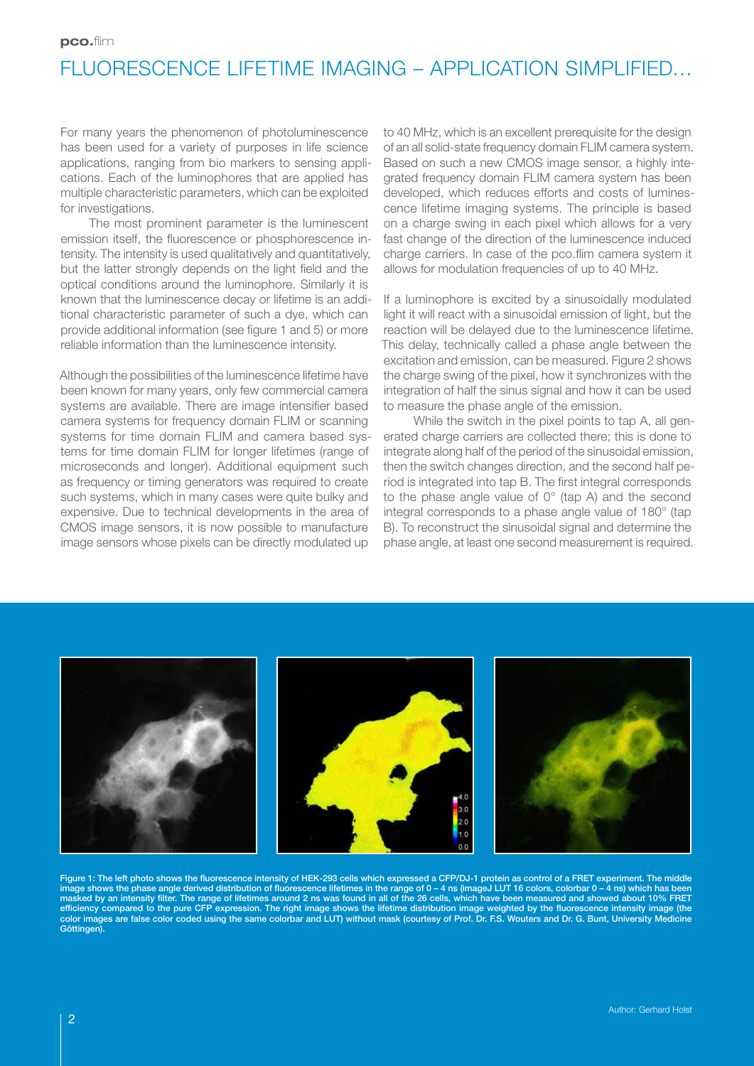# FLUORESCENCE LIFETIME IMAGING – APPLICATION SIMPLIFIED…

For many years the phenomenon of photoluminescence has been used for a variety of purposes in life science applications, ranging from bio markers to sensing applications. Each of the luminophores that are applied has multiple characteristic parameters, which can be exploited for investigations.

The most prominent parameter is the luminescent emission itself, the fluorescence or phosphorescence intensity. The intensity is used qualitatively and quantitatively, but the latter strongly depends on the light field and the optical conditions around the luminophore. Similarly it is known that the luminescence decay or lifetime is an additional characteristic parameter of such a dye, which can provide additional information (see figure 1 and 5) or more reliable information than the luminescence intensity.

Although the possibilities of the luminescence lifetime have been known for many years, only few commercial camera systems are available. There are image intensifier based camera systems for frequency domain FLIM or scanning systems for time domain FLIM and camera based systems for time domain FLIM for longer lifetimes (range of microseconds and longer). Additional equipment such as frequency or timing generators was required to create such systems, which in many cases were quite bulky and expensive. Due to technical developments in the area of CMOS image sensors, it is now possible to manufacture image sensors whose pixels can be directly modulated up to 40 MHz, which is an excellent prerequisite for the design of an all solid-state frequency domain FLIM camera system. Based on such a new CMOS image sensor, a highly integrated frequency domain FLIM camera system has been developed, which reduces efforts and costs of luminescence lifetime imaging systems. The principle is based on a charge swing in each pixel which allows for a very fast change of the direction of the luminescence induced charge carriers. In case of the pco.flim camera system it allows for modulation frequencies of up to 40 MHz.

If a luminophore is excited by a sinusoidally modulated light it will react with a sinusoidal emission of light, but the reaction will be delayed due to the luminescence lifetime. This delay, technically called a phase angle between the excitation and emission, can be measured. Figure 2 shows the charge swing of the pixel, how it synchronizes with the integration of half the sinus signal and how it can be used to measure the phase angle of the emission.

While the switch in the pixel points to tap A, all generated charge carriers are collected there; this is done to integrate along half of the period of the sinusoidal emission, then the switch changes direction, and the second half period is integrated into tap B. The first integral corresponds to the phase angle value of 0° (tap A) and the second integral corresponds to a phase angle value of 180° (tap B). To reconstruct the sinusoidal signal and determine the phase angle, at least one second measurement is required.

**Figure 1: The left photo shows the fluorescence intensity of HEK-293 cells which expressed a CFP/DJ-1 protein as control of a FRET experiment. The middle image shows the phase angle derived distribution of fluorescence lifetimes in the range of 0 – 4 ns (imageJ LUT 16 colors, colorbar 0 – 4 ns) which has been masked by an intensity filter. The range of lifetimes around 2 ns was found in all of the 26 cells, which have been measured and showed about 10% FRET efficiency compared to the pure CFP expression. The right image shows the lifetime distribution image weighted by the fluorescence intensity image (the color images are false color coded using the same colorbar and LUT) without mask (courtesy of Prof. Dr. F.S. Wouters and Dr. G. Bunt, University Medicine Göttingen).**

Author: Gerhard Holst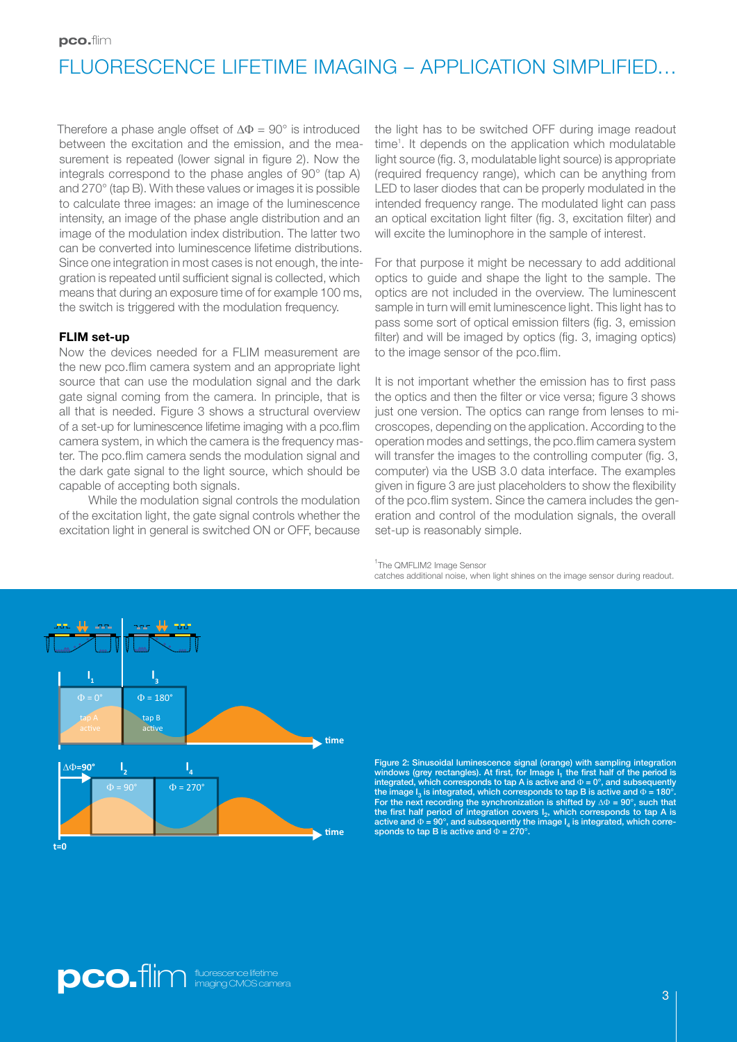# FLUORESCENCE LIFETIME IMAGING – APPLICATION SIMPLIFIED…

Therefore a phase angle offset of $\Delta\Phi = 90°$ is introduced between the excitation and the emission, and the measurement is repeated (lower signal in figure 2). Now the integrals correspond to the phase angles of 90° (tap A) and 270° (tap B). With these values or images it is possible to calculate three images: an image of the luminescence intensity, an image of the phase angle distribution and an image of the modulation index distribution. The latter two can be converted into luminescence lifetime distributions. Since one integration in most cases is not enough, the integration is repeated until sufficient signal is collected, which means that during an exposure time of for example 100 ms, the switch is triggered with the modulation frequency.

**FLIM set-up**

Now the devices needed for a FLIM measurement are the new pco.flim camera system and an appropriate light source that can use the modulation signal and the dark gate signal coming from the camera. In principle, that is all that is needed. Figure 3 shows a structural overview of a set-up for luminescence lifetime imaging with a pco.flim camera system, in which the camera is the frequency master. The pco.flim camera sends the modulation signal and the dark gate signal to the light source, which should be capable of accepting both signals.

While the modulation signal controls the modulation of the excitation light, the gate signal controls whether the excitation light in general is switched ON or OFF, because the light has to be switched OFF during image readout time[1]. It depends on the application which modulatable light source (fig. 3, modulatable light source) is appropriate (required frequency range), which can be anything from LED to laser diodes that can be properly modulated in the intended frequency range. The modulated light can pass an optical excitation light filter (fig. 3, excitation filter) and will excite the luminophore in the sample of interest.

For that purpose it might be necessary to add additional optics to guide and shape the light to the sample. The optics are not included in the overview. The luminescent sample in turn will emit luminescence light. This light has to pass some sort of optical emission filters (fig. 3, emission filter) and will be imaged by optics (fig. 3, imaging optics) to the image sensor of the pco.flim.

It is not important whether the emission has to first pass the optics and then the filter or vice versa; figure 3 shows just one version. The optics can range from lenses to microscopes, depending on the application. According to the operation modes and settings, the pco.flim camera system will transfer the images to the controlling computer (fig. 3, computer) via the USB 3.0 data interface. The examples given in figure 3 are just placeholders to show the flexibility of the pco.flim system. Since the camera includes the generation and control of the modulation signals, the overall set-up is reasonably simple.

[1] The QMFLIM2 Image Sensor catches additional noise, when light shines on the image sensor during readout.

Figure 2: Sinusoidal luminescence signal (orange) with sampling integration windows (grey rectangles). At first, for Image $I_1$ the first half of the period is integrated, which corresponds to tap A is active and $\Phi = 0°$, and subsequently the image $I_3$ is integrated, which corresponds to tap B is active and $\Phi = 180°$. For the next recording the synchronization is shifted by $\Delta\Phi = 90°$, such that the first half period of integration covers $I_2$, which corresponds to tap A is active and $\Phi = 90°$, and subsequently the image $I_4$ is integrated, which corresponds to tap B is active and $\Phi = 270°$.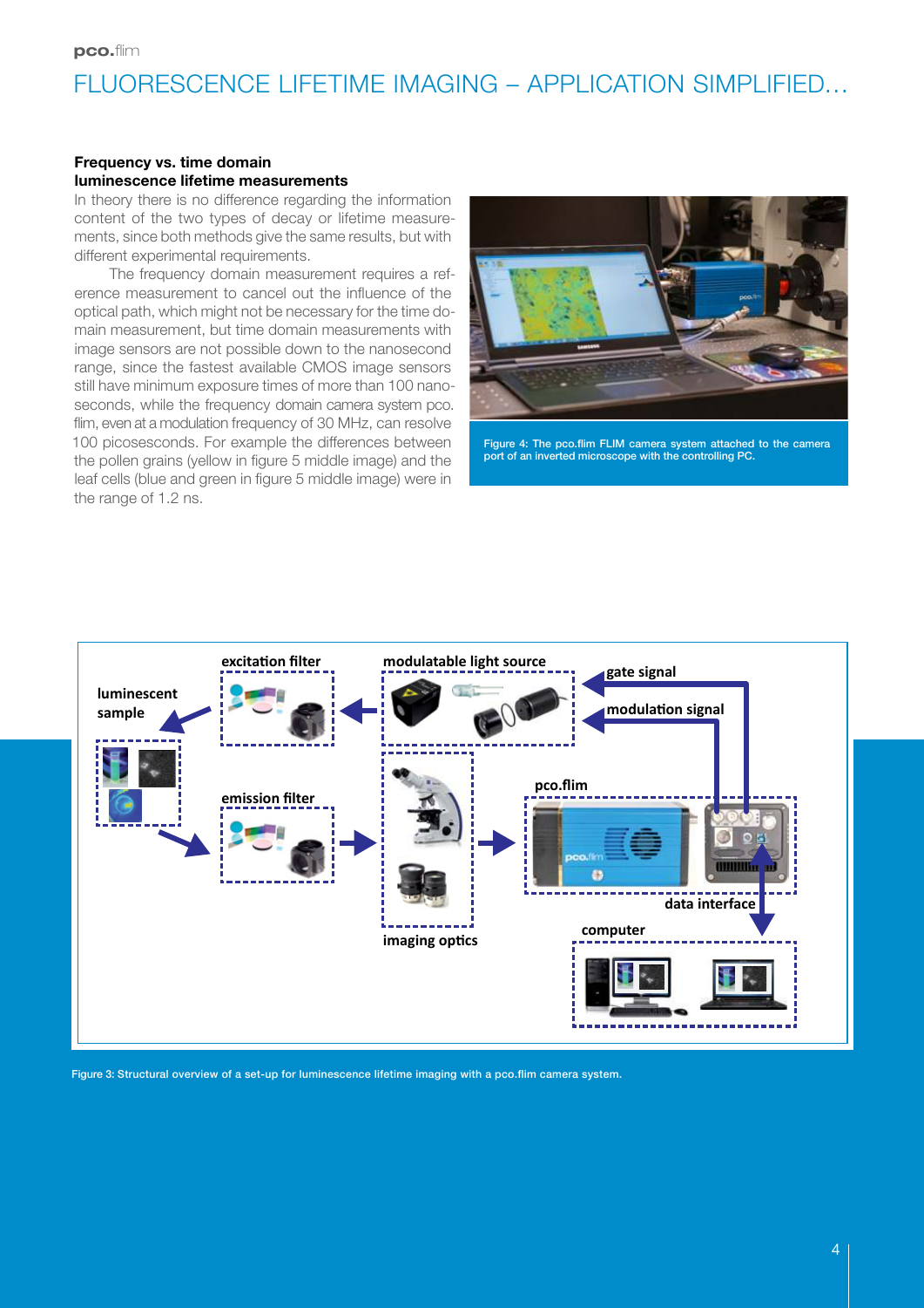# FLUORESCENCE LIFETIME IMAGING – APPLICATION SIMPLIFIED…

### Frequency vs. time domain luminescence lifetime measurements

In theory there is no difference regarding the information content of the two types of decay or lifetime measurements, since both methods give the same results, but with different experimental requirements.

The frequency domain measurement requires a reference measurement to cancel out the influence of the optical path, which might not be necessary for the time domain measurement, but time domain measurements with image sensors are not possible down to the nanosecond range, since the fastest available CMOS image sensors still have minimum exposure times of more than 100 nanoseconds, while the frequency domain camera system pco.flim, even at a modulation frequency of 30 MHz, can resolve 100 picoseconds. For example the differences between the pollen grains (yellow in figure 5 middle image) and the leaf cells (blue and green in figure 5 middle image) were in the range of 1.2 ns.

Figure 4: The pco.flim FLIM camera system attached to the camera port of an inverted microscope with the controlling PC.

Figure 3: Structural overview of a set-up for luminescence lifetime imaging with a pco.flim camera system.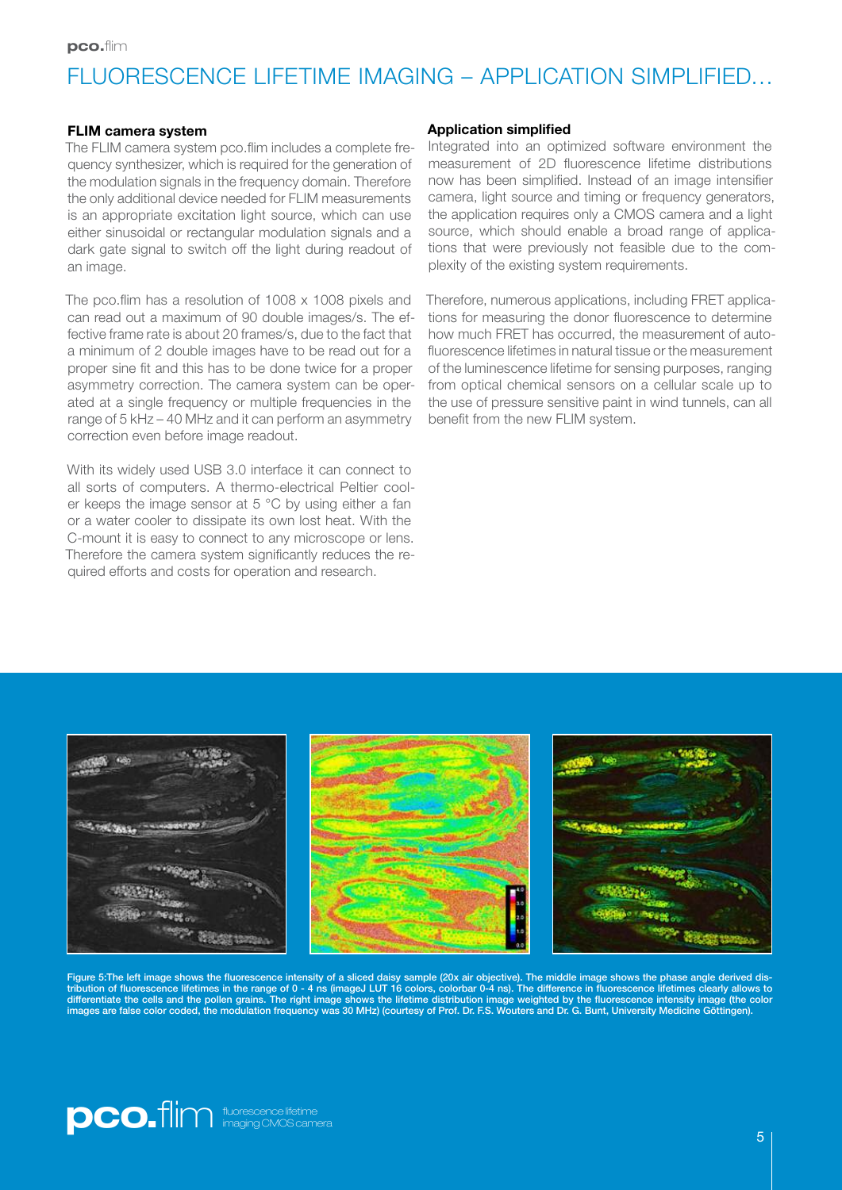# FLUORESCENCE LIFETIME IMAGING – APPLICATION SIMPLIFIED...

### FLIM camera system

The FLIM camera system pco.flim includes a complete frequency synthesizer, which is required for the generation of the modulation signals in the frequency domain. Therefore the only additional device needed for FLIM measurements is an appropriate excitation light source, which can use either sinusoidal or rectangular modulation signals and a dark gate signal to switch off the light during readout of an image.

The pco.flim has a resolution of 1008 x 1008 pixels and can read out a maximum of 90 double images/s. The effective frame rate is about 20 frames/s, due to the fact that a minimum of 2 double images have to be read out for a proper sine fit and this has to be done twice for a proper asymmetry correction. The camera system can be operated at a single frequency or multiple frequencies in the range of 5 kHz – 40 MHz and it can perform an asymmetry correction even before image readout.

With its widely used USB 3.0 interface it can connect to all sorts of computers. A thermo-electrical Peltier cooler keeps the image sensor at 5 °C by using either a fan or a water cooler to dissipate its own lost heat. With the C-mount it is easy to connect to any microscope or lens. Therefore the camera system significantly reduces the required efforts and costs for operation and research.

### Application simplified

Integrated into an optimized software environment the measurement of 2D fluorescence lifetime distributions now has been simplified. Instead of an image intensifier camera, light source and timing or frequency generators, the application requires only a CMOS camera and a light source, which should enable a broad range of applications that were previously not feasible due to the complexity of the existing system requirements.

Therefore, numerous applications, including FRET applications for measuring the donor fluorescence to determine how much FRET has occurred, the measurement of autofluorescence lifetimes in natural tissue or the measurement of the luminescence lifetime for sensing purposes, ranging from optical chemical sensors on a cellular scale up to the use of pressure sensitive paint in wind tunnels, can all benefit from the new FLIM system.

**Figure 5:The left image shows the fluorescence intensity of a sliced daisy sample (20x air objective). The middle image shows the phase angle derived distribution of fluorescence lifetimes in the range of 0 - 4 ns (imageJ LUT 16 colors, colorbar 0-4 ns). The difference in fluorescence lifetimes clearly allows to differentiate the cells and the pollen grains. The right image shows the lifetime distribution image weighted by the fluorescence intensity image (the color images are false color coded, the modulation frequency was 30 MHz) (courtesy of Prof. Dr. F.S. Wouters and Dr. G. Bunt, University Medicine Göttingen).**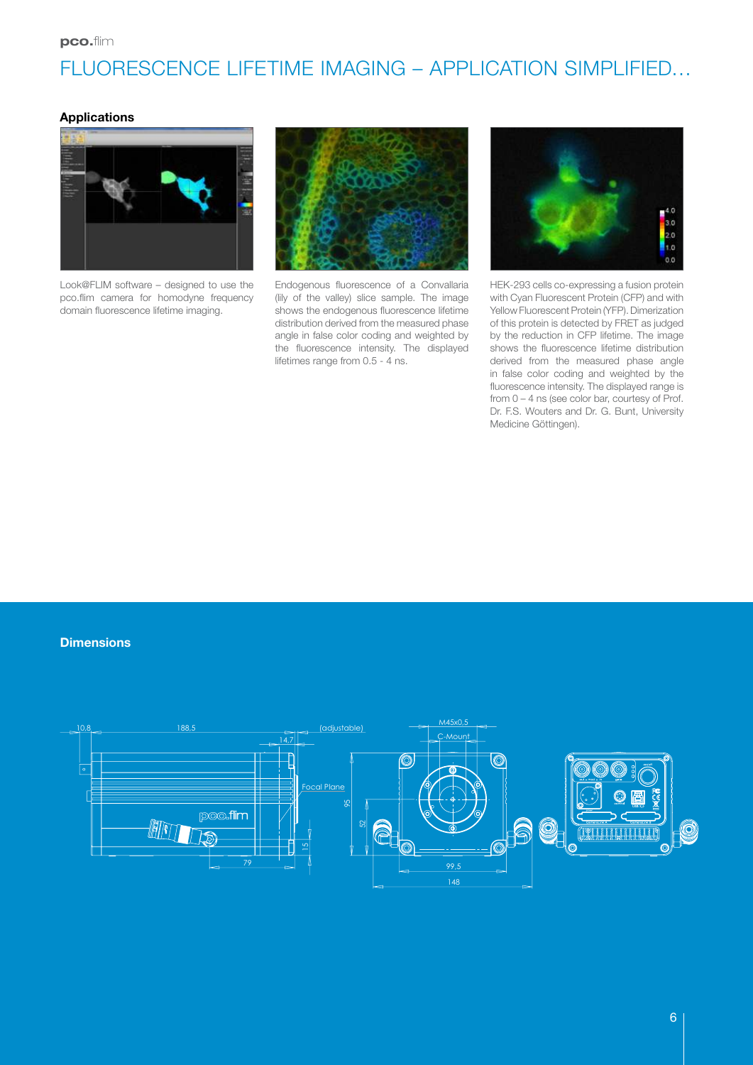# FLUORESCENCE LIFETIME IMAGING – APPLICATION SIMPLIFIED…

## Applications

Look@FLIM software – designed to use the pco.flim camera for homodyne frequency domain fluorescence lifetime imaging.

Endogenous fluorescence of a Convallaria (lily of the valley) slice sample. The image shows the endogenous fluorescence lifetime distribution derived from the measured phase angle in false color coding and weighted by the fluorescence intensity. The displayed lifetimes range from 0.5 - 4 ns.

HEK-293 cells co-expressing a fusion protein with Cyan Fluorescent Protein (CFP) and with Yellow Fluorescent Protein (YFP). Dimerization of this protein is detected by FRET as judged by the reduction in CFP lifetime. The image shows the fluorescence lifetime distribution derived from the measured phase angle in false color coding and weighted by the fluorescence intensity. The displayed range is from 0 – 4 ns (see color bar, courtesy of Prof. Dr. F.S. Wouters and Dr. G. Bunt, University Medicine Göttingen).

## Dimensions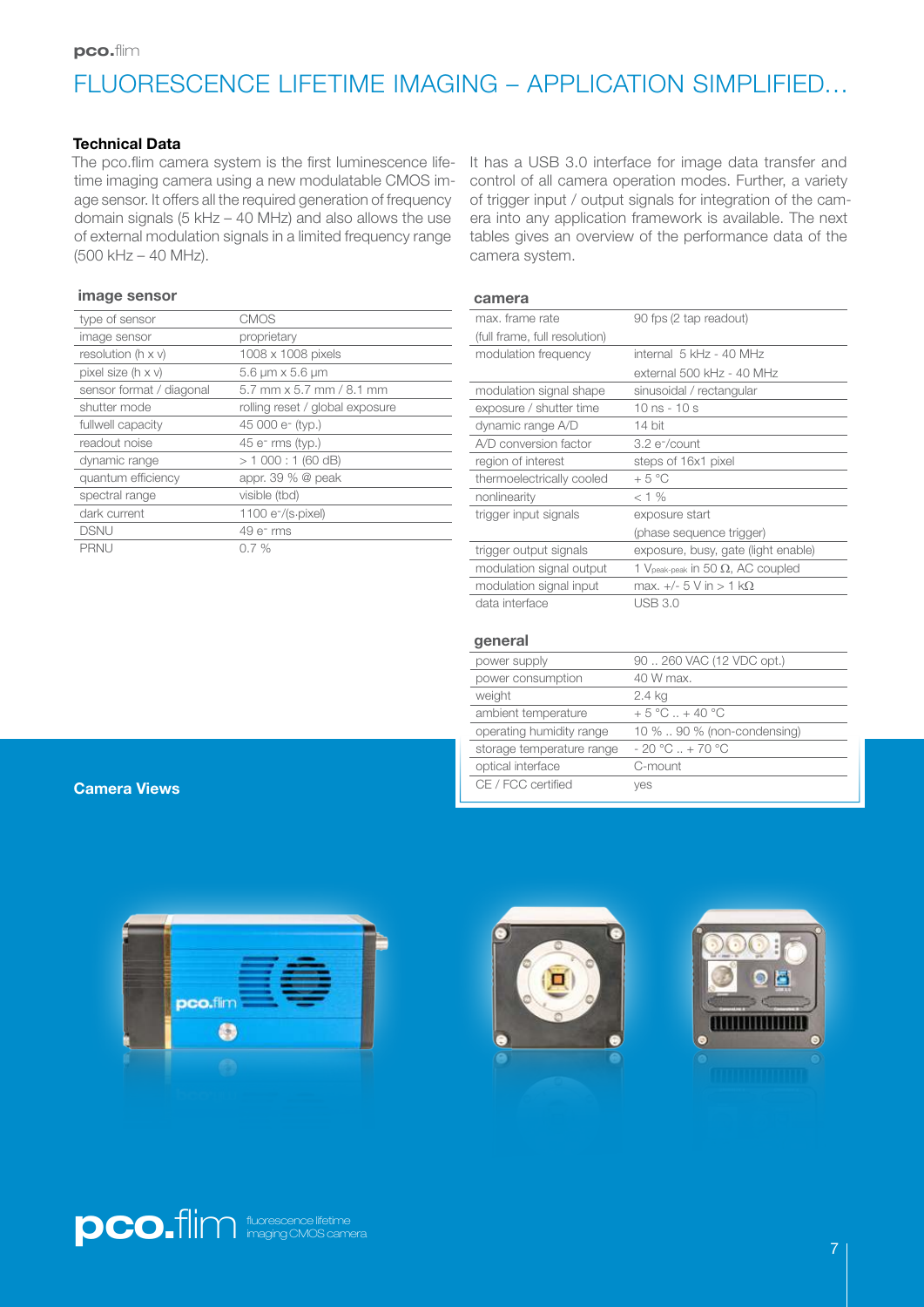# FLUORESCENCE LIFETIME IMAGING – APPLICATION SIMPLIFIED…

### Technical Data

The pco.flim camera system is the first luminescence lifetime imaging camera using a new modulatable CMOS image sensor. It offers all the required generation of frequency domain signals (5 kHz – 40 MHz) and also allows the use of external modulation signals in a limited frequency range (500 kHz – 40 MHz).

It has a USB 3.0 interface for image data transfer and control of all camera operation modes. Further, a variety of trigger input / output signals for integration of the camera into any application framework is available. The next tables gives an overview of the performance data of the camera system.

#### image sensor

| | |
|---|---|
| type of sensor | CMOS |
| image sensor | proprietary |
| resolution (h x v) | 1008 x 1008 pixels |
| pixel size (h x v) | 5.6 µm x 5.6 µm |
| sensor format / diagonal | 5.7 mm x 5.7 mm / 8.1 mm |
| shutter mode | rolling reset / global exposure |
| fullwell capacity | 45 000 e⁻ (typ.) |
| readout noise | 45 e⁻ rms (typ.) |
| dynamic range | > 1 000 : 1 (60 dB) |
| quantum efficiency | appr. 39 % @ peak |
| spectral range | visible (tbd) |
| dark current | 1100 e⁻/(s·pixel) |
| DSNU | 49 e⁻ rms |
| PRNU | 0.7 % |

#### camera

| | |
|---|---|
| max. frame rate (full frame, full resolution) | 90 fps (2 tap readout) |
| modulation frequency | internal 5 kHz - 40 MHz<br>external 500 kHz - 40 MHz |
| modulation signal shape | sinusoidal / rectangular |
| exposure / shutter time | 10 ns - 10 s |
| dynamic range A/D | 14 bit |
| A/D conversion factor | 3.2 e⁻/count |
| region of interest | steps of 16x1 pixel |
| thermoelectrically cooled | + 5 °C |
| nonlinearity | < 1 % |
| trigger input signals | exposure start (phase sequence trigger) |
| trigger output signals | exposure, busy, gate (light enable) |
| modulation signal output | 1 $V_{peak-peak}$ in 50 Ω, AC coupled |
| modulation signal input | max. +/- 5 V in > 1 kΩ |
| data interface | USB 3.0 |

#### general

| | |
|---|---|
| power supply | 90 .. 260 VAC (12 VDC opt.) |
| power consumption | 40 W max. |
| weight | 2.4 kg |
| ambient temperature | + 5 °C .. + 40 °C |
| operating humidity range | 10 % .. 90 % (non-condensing) |
| storage temperature range | - 20 °C .. + 70 °C |
| optical interface | C-mount |
| CE / FCC certified | yes |

### Camera Views

pco.flim fluorescence lifetime imaging CMOS camera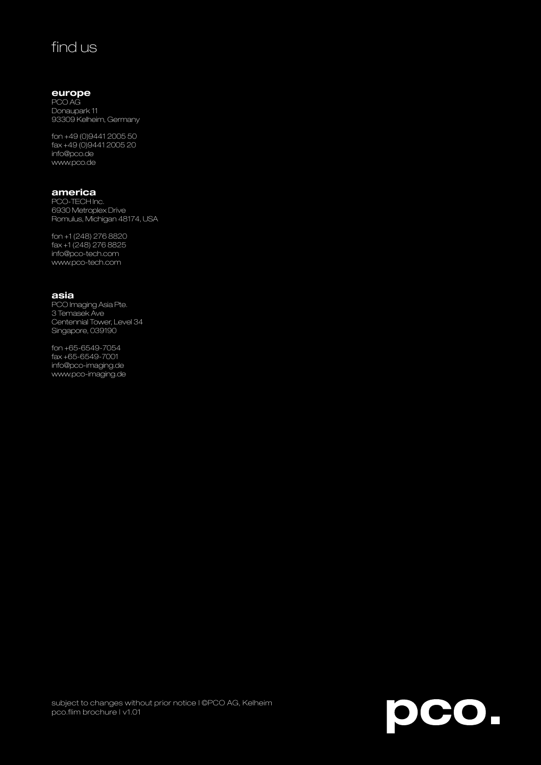# find us

## europe

PCO AG
Donaupark 11
93309 Kelheim, Germany

fon +49 (0)9441 2005 50
fax +49 (0)9441 2005 20
info@pco.de
www.pco.de

## america

PCO-TECH Inc.
6930 Metroplex Drive
Romulus, Michigan 48174, USA

fon +1 (248) 276 8820
fax +1 (248) 276 8825
info@pco-tech.com
www.pco-tech.com

## asia

PCO Imaging Asia Pte.
3 Temasek Ave
Centennial Tower, Level 34
Singapore, 039190

fon +65-6549-7054
fax +65-6549-7001
info@pco-imaging.de
www.pco-imaging.de

subject to changes without prior notice | ©PCO AG, Kelheim
pco.flim brochure | v1.01

pco.